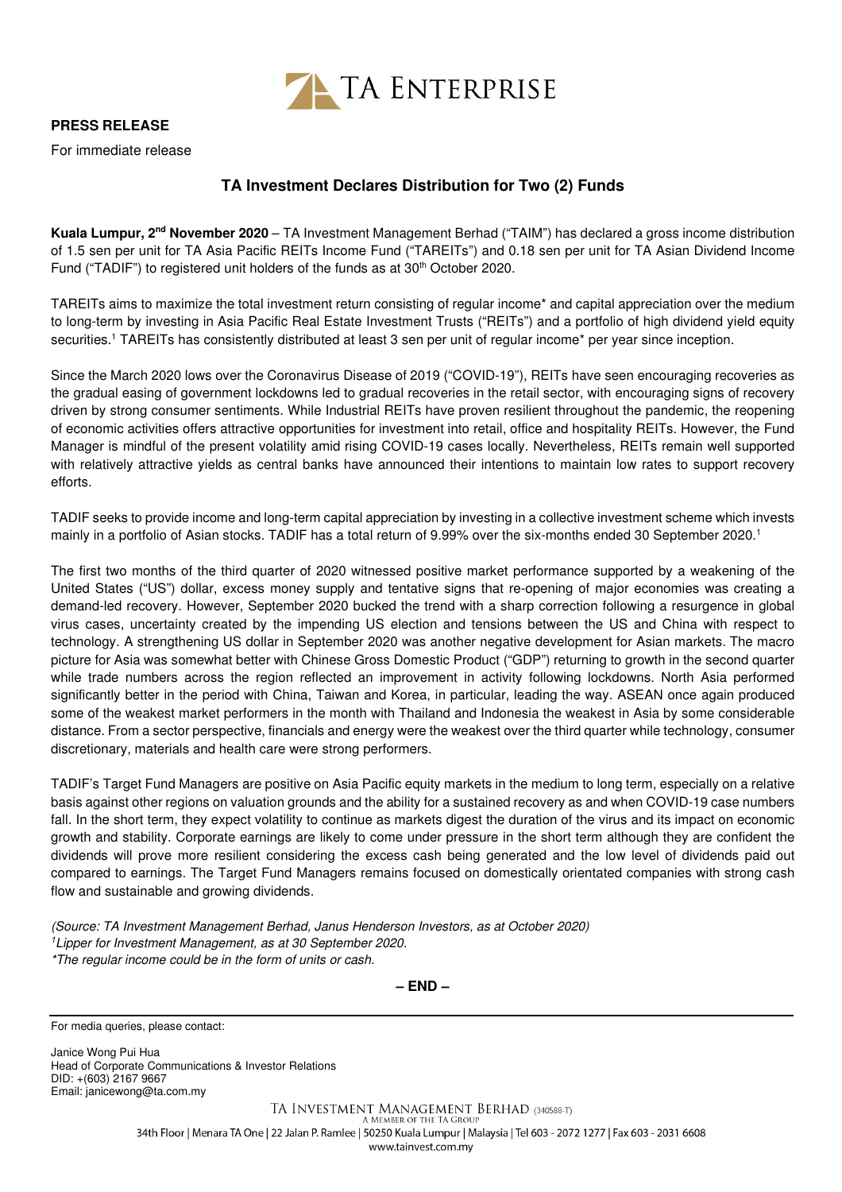TA ENTERPRISE

**PRESS RELEASE**

For immediate release

## TA Investment Declares Distribution for Two (2) Funds

**Kuala Lumpur, 2nd November 2020** – TA Investment Management Berhad ("TAIM") has declared a gross income distribution of 1.5 sen per unit for TA Asia Pacific REITs Income Fund ("TAREITs") and 0.18 sen per unit for TA Asian Dividend Income Fund ("TADIF") to registered unit holders of the funds as at 30th October 2020.

TAREITs aims to maximize the total investment return consisting of regular income* and capital appreciation over the medium to long-term by investing in Asia Pacific Real Estate Investment Trusts ("REITs") and a portfolio of high dividend yield equity securities.[1] TAREITs has consistently distributed at least 3 sen per unit of regular income* per year since inception.

Since the March 2020 lows over the Coronavirus Disease of 2019 ("COVID-19"), REITs have seen encouraging recoveries as the gradual easing of government lockdowns led to gradual recoveries in the retail sector, with encouraging signs of recovery driven by strong consumer sentiments. While Industrial REITs have proven resilient throughout the pandemic, the reopening of economic activities offers attractive opportunities for investment into retail, office and hospitality REITs. However, the Fund Manager is mindful of the present volatility amid rising COVID-19 cases locally. Nevertheless, REITs remain well supported with relatively attractive yields as central banks have announced their intentions to maintain low rates to support recovery efforts.

TADIF seeks to provide income and long-term capital appreciation by investing in a collective investment scheme which invests mainly in a portfolio of Asian stocks. TADIF has a total return of 9.99% over the six-months ended 30 September 2020.[1]

The first two months of the third quarter of 2020 witnessed positive market performance supported by a weakening of the United States ("US") dollar, excess money supply and tentative signs that re-opening of major economies was creating a demand-led recovery. However, September 2020 bucked the trend with a sharp correction following a resurgence in global virus cases, uncertainty created by the impending US election and tensions between the US and China with respect to technology. A strengthening US dollar in September 2020 was another negative development for Asian markets. The macro picture for Asia was somewhat better with Chinese Gross Domestic Product ("GDP") returning to growth in the second quarter while trade numbers across the region reflected an improvement in activity following lockdowns. North Asia performed significantly better in the period with China, Taiwan and Korea, in particular, leading the way. ASEAN once again produced some of the weakest market performers in the month with Thailand and Indonesia the weakest in Asia by some considerable distance. From a sector perspective, financials and energy were the weakest over the third quarter while technology, consumer discretionary, materials and health care were strong performers.

TADIF's Target Fund Managers are positive on Asia Pacific equity markets in the medium to long term, especially on a relative basis against other regions on valuation grounds and the ability for a sustained recovery as and when COVID-19 case numbers fall. In the short term, they expect volatility to continue as markets digest the duration of the virus and its impact on economic growth and stability. Corporate earnings are likely to come under pressure in the short term although they are confident the dividends will prove more resilient considering the excess cash being generated and the low level of dividends paid out compared to earnings. The Target Fund Managers remains focused on domestically orientated companies with strong cash flow and sustainable and growing dividends.

*(Source: TA Investment Management Berhad, Janus Henderson Investors, as at October 2020)*
*[1]Lipper for Investment Management, as at 30 September 2020.*
*\*The regular income could be in the form of units or cash.*

**– END –**

---

For media queries, please contact:

Janice Wong Pui Hua
Head of Corporate Communications & Investor Relations
DID: +(603) 2167 9667
Email: janicewong@ta.com.my

TA INVESTMENT MANAGEMENT BERHAD (340588-T)
A MEMBER OF THE TA GROUP
34th Floor | Menara TA One | 22 Jalan P. Ramlee | 50250 Kuala Lumpur | Malaysia | Tel 603 - 2072 1277 | Fax 603 - 2031 6608
www.tainvest.com.my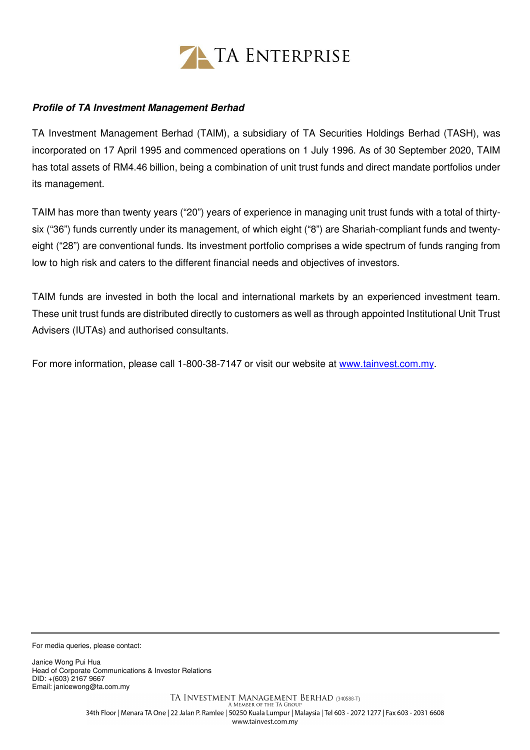***Profile of TA Investment Management Berhad***

TA Investment Management Berhad (TAIM), a subsidiary of TA Securities Holdings Berhad (TASH), was incorporated on 17 April 1995 and commenced operations on 1 July 1996. As of 30 September 2020, TAIM has total assets of RM4.46 billion, being a combination of unit trust funds and direct mandate portfolios under its management.

TAIM has more than twenty years ("20") years of experience in managing unit trust funds with a total of thirty-six ("36") funds currently under its management, of which eight ("8") are Shariah-compliant funds and twenty-eight ("28") are conventional funds. Its investment portfolio comprises a wide spectrum of funds ranging from low to high risk and caters to the different financial needs and objectives of investors.

TAIM funds are invested in both the local and international markets by an experienced investment team. These unit trust funds are distributed directly to customers as well as through appointed Institutional Unit Trust Advisers (IUTAs) and authorised consultants.

For more information, please call 1-800-38-7147 or visit our website at [www.tainvest.com.my](http://www.tainvest.com.my).

---

For media queries, please contact:

Janice Wong Pui Hua
Head of Corporate Communications & Investor Relations
DID: +(603) 2167 9667
Email: janicewong@ta.com.my

TA INVESTMENT MANAGEMENT BERHAD (340588-T)
A MEMBER OF THE TA GROUP
34th Floor | Menara TA One | 22 Jalan P. Ramlee | 50250 Kuala Lumpur | Malaysia | Tel 603 - 2072 1277 | Fax 603 - 2031 6608
www.tainvest.com.my